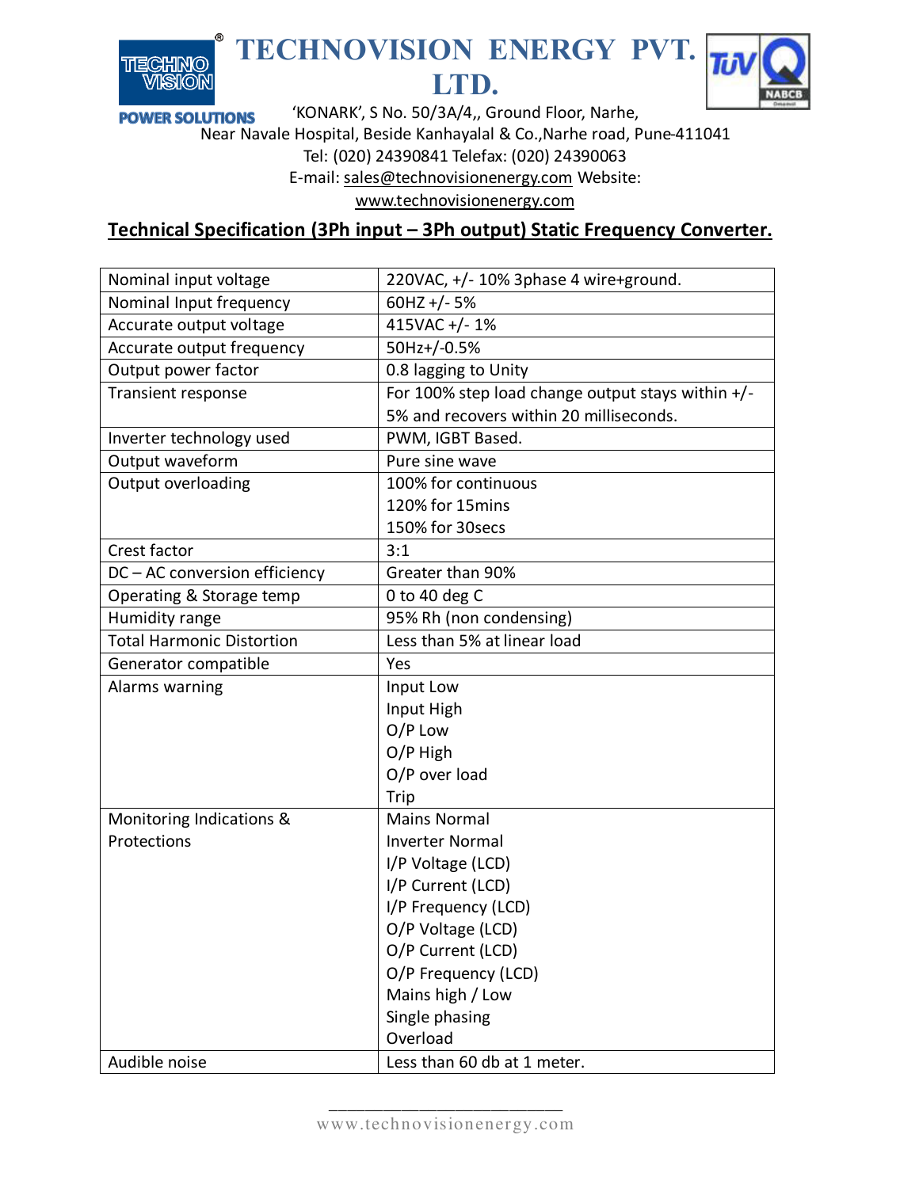# TECHNOVISION ENERGY PVT. LTD.

POWER SOLUTIONS

'KONARK', S No. 50/3A/4,, Ground Floor, Narhe,
Near Navale Hospital, Beside Kanhayalal & Co.,Narhe road, Pune-411041
Tel: (020) 24390841 Telefax: (020) 24390063
E-mail: sales@technovisionenergy.com Website:
www.technovisionenergy.com

## Technical Specification (3Ph input – 3Ph output) Static Frequency Converter.

| | |
|---|---|
| Nominal input voltage | 220VAC, +/- 10% 3phase 4 wire+ground. |
| Nominal Input frequency | 60HZ +/- 5% |
| Accurate output voltage | 415VAC +/- 1% |
| Accurate output frequency | 50Hz+/-0.5% |
| Output power factor | 0.8 lagging to Unity |
| Transient response | For 100% step load change output stays within +/- 5% and recovers within 20 milliseconds. |
| Inverter technology used | PWM, IGBT Based. |
| Output waveform | Pure sine wave |
| Output overloading | 100% for continuous<br>120% for 15mins<br>150% for 30secs |
| Crest factor | 3:1 |
| DC – AC conversion efficiency | Greater than 90% |
| Operating & Storage temp | 0 to 40 deg C |
| Humidity range | 95% Rh (non condensing) |
| Total Harmonic Distortion | Less than 5% at linear load |
| Generator compatible | Yes |
| Alarms warning | Input Low<br>Input High<br>O/P Low<br>O/P High<br>O/P over load<br>Trip |
| Monitoring Indications & Protections | Mains Normal<br>Inverter Normal<br>I/P Voltage (LCD)<br>I/P Current (LCD)<br>I/P Frequency (LCD)<br>O/P Voltage (LCD)<br>O/P Current (LCD)<br>O/P Frequency (LCD)<br>Mains high / Low<br>Single phasing<br>Overload |
| Audible noise | Less than 60 db at 1 meter. |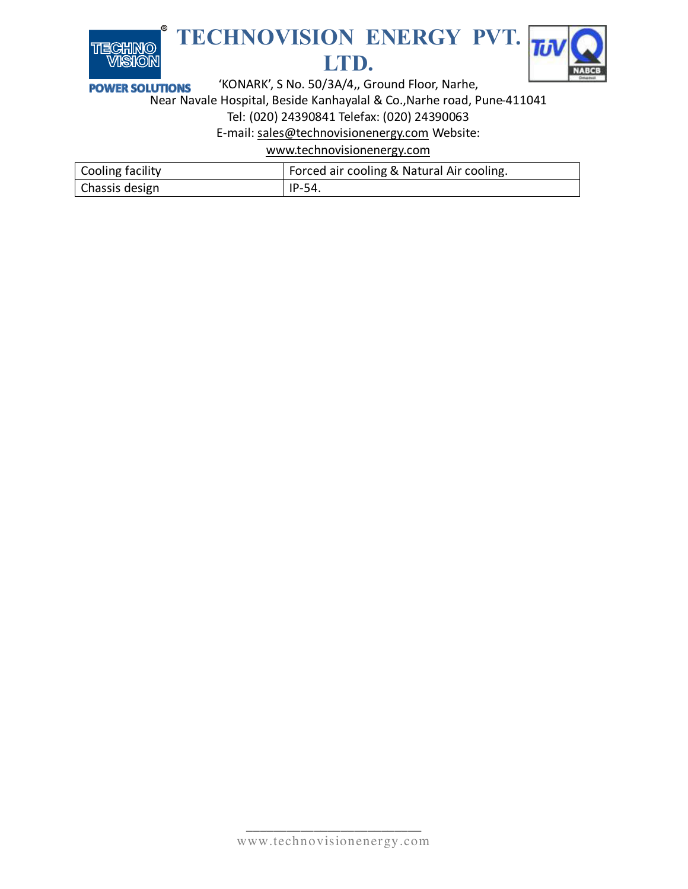# TECHNOVISION ENERGY PVT. LTD.

'KONARK', S No. 50/3A/4,, Ground Floor, Narhe,
Near Navale Hospital, Beside Kanhayalal & Co.,Narhe road, Pune-411041
Tel: (020) 24390841 Telefax: (020) 24390063
E-mail: sales@technovisionenergy.com Website: www.technovisionenergy.com

| | |
|---|---|
| Cooling facility | Forced air cooling & Natural Air cooling. |
| Chassis design | IP-54. |